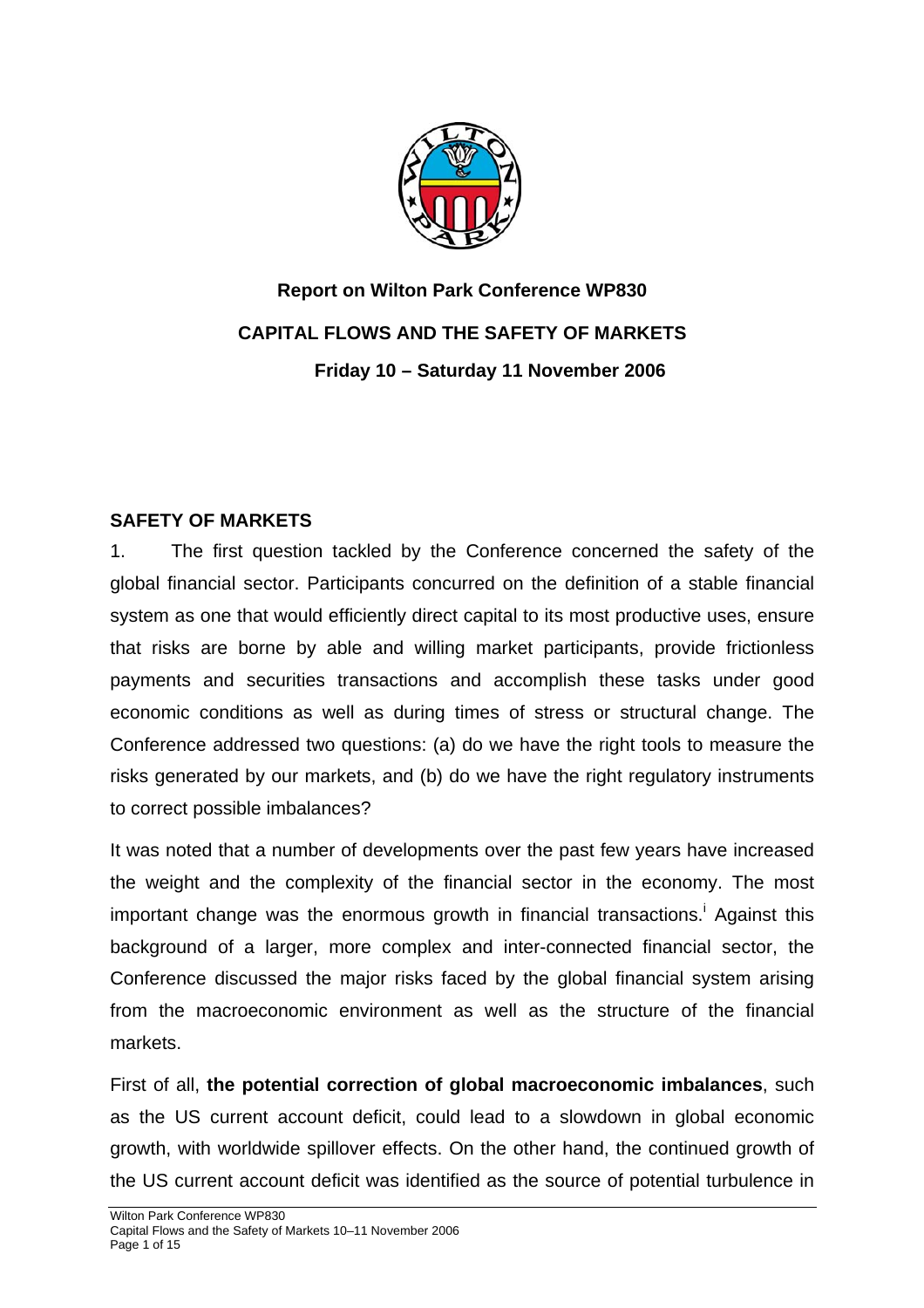**Report on Wilton Park Conference WP830**

**CAPITAL FLOWS AND THE SAFETY OF MARKETS**

**Friday 10 – Saturday 11 November 2006**

## SAFETY OF MARKETS

1. The first question tackled by the Conference concerned the safety of the global financial sector. Participants concurred on the definition of a stable financial system as one that would efficiently direct capital to its most productive uses, ensure that risks are borne by able and willing market participants, provide frictionless payments and securities transactions and accomplish these tasks under good economic conditions as well as during times of stress or structural change. The Conference addressed two questions: (a) do we have the right tools to measure the risks generated by our markets, and (b) do we have the right regulatory instruments to correct possible imbalances?

It was noted that a number of developments over the past few years have increased the weight and the complexity of the financial sector in the economy. The most important change was the enormous growth in financial transactions.[i] Against this background of a larger, more complex and inter-connected financial sector, the Conference discussed the major risks faced by the global financial system arising from the macroeconomic environment as well as the structure of the financial markets.

First of all, **the potential correction of global macroeconomic imbalances**, such as the US current account deficit, could lead to a slowdown in global economic growth, with worldwide spillover effects. On the other hand, the continued growth of the US current account deficit was identified as the source of potential turbulence in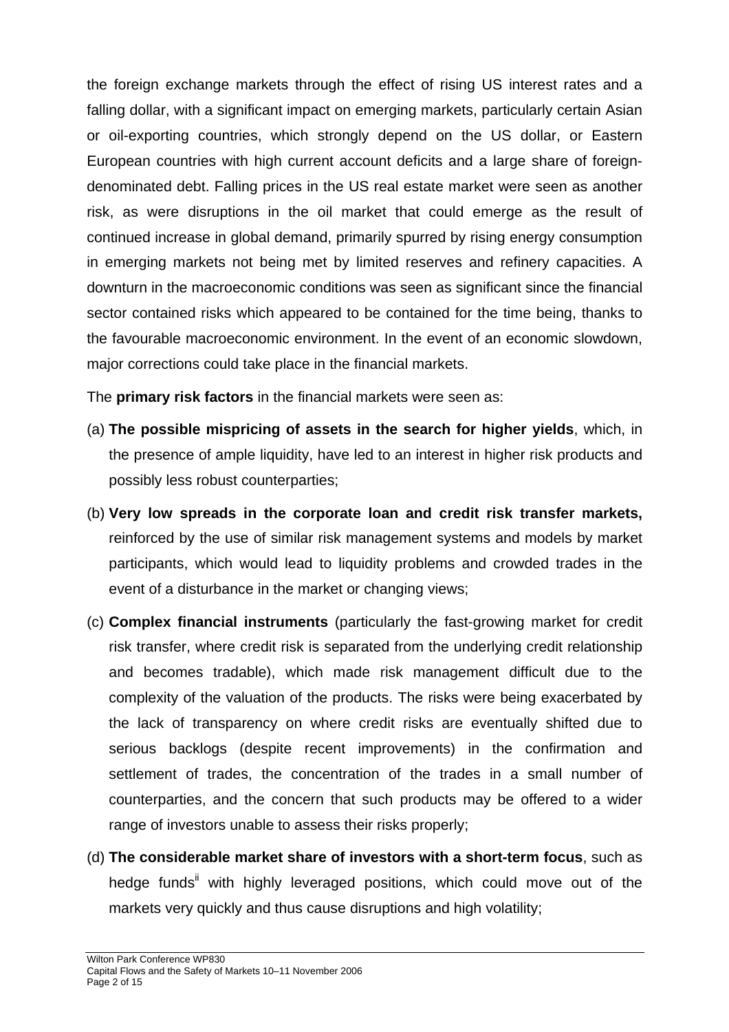the foreign exchange markets through the effect of rising US interest rates and a falling dollar, with a significant impact on emerging markets, particularly certain Asian or oil-exporting countries, which strongly depend on the US dollar, or Eastern European countries with high current account deficits and a large share of foreign-denominated debt. Falling prices in the US real estate market were seen as another risk, as were disruptions in the oil market that could emerge as the result of continued increase in global demand, primarily spurred by rising energy consumption in emerging markets not being met by limited reserves and refinery capacities. A downturn in the macroeconomic conditions was seen as significant since the financial sector contained risks which appeared to be contained for the time being, thanks to the favourable macroeconomic environment. In the event of an economic slowdown, major corrections could take place in the financial markets.

The **primary risk factors** in the financial markets were seen as:

(a) **The possible mispricing of assets in the search for higher yields**, which, in the presence of ample liquidity, have led to an interest in higher risk products and possibly less robust counterparties;

(b) **Very low spreads in the corporate loan and credit risk transfer markets,** reinforced by the use of similar risk management systems and models by market participants, which would lead to liquidity problems and crowded trades in the event of a disturbance in the market or changing views;

(c) **Complex financial instruments** (particularly the fast-growing market for credit risk transfer, where credit risk is separated from the underlying credit relationship and becomes tradable), which made risk management difficult due to the complexity of the valuation of the products. The risks were being exacerbated by the lack of transparency on where credit risks are eventually shifted due to serious backlogs (despite recent improvements) in the confirmation and settlement of trades, the concentration of the trades in a small number of counterparties, and the concern that such products may be offered to a wider range of investors unable to assess their risks properly;

(d) **The considerable market share of investors with a short-term focus**, such as hedge funds[ii] with highly leveraged positions, which could move out of the markets very quickly and thus cause disruptions and high volatility;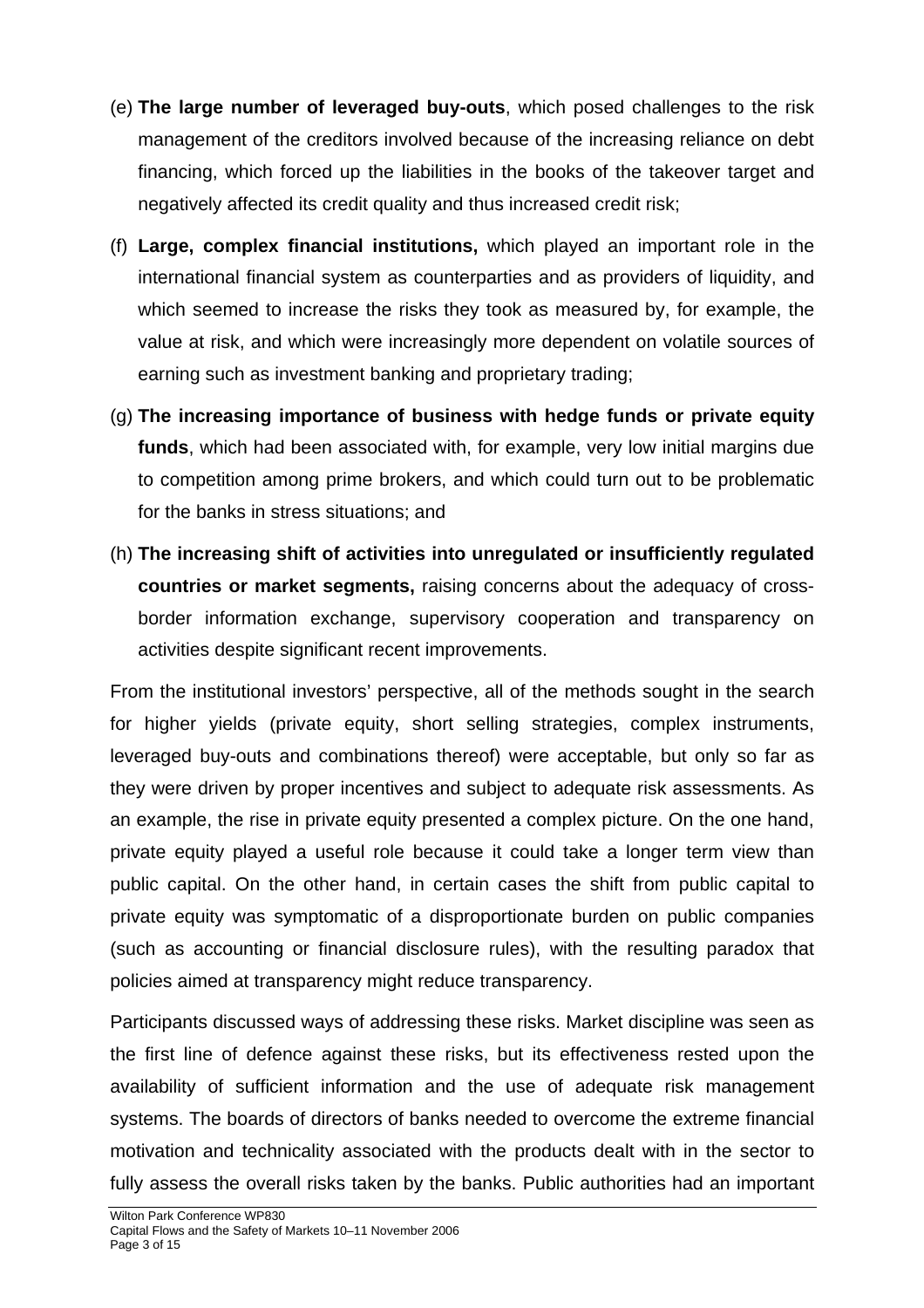(e) **The large number of leveraged buy-outs**, which posed challenges to the risk management of the creditors involved because of the increasing reliance on debt financing, which forced up the liabilities in the books of the takeover target and negatively affected its credit quality and thus increased credit risk;

(f) **Large, complex financial institutions,** which played an important role in the international financial system as counterparties and as providers of liquidity, and which seemed to increase the risks they took as measured by, for example, the value at risk, and which were increasingly more dependent on volatile sources of earning such as investment banking and proprietary trading;

(g) **The increasing importance of business with hedge funds or private equity funds**, which had been associated with, for example, very low initial margins due to competition among prime brokers, and which could turn out to be problematic for the banks in stress situations; and

(h) **The increasing shift of activities into unregulated or insufficiently regulated countries or market segments,** raising concerns about the adequacy of cross-border information exchange, supervisory cooperation and transparency on activities despite significant recent improvements.

From the institutional investors' perspective, all of the methods sought in the search for higher yields (private equity, short selling strategies, complex instruments, leveraged buy-outs and combinations thereof) were acceptable, but only so far as they were driven by proper incentives and subject to adequate risk assessments. As an example, the rise in private equity presented a complex picture. On the one hand, private equity played a useful role because it could take a longer term view than public capital. On the other hand, in certain cases the shift from public capital to private equity was symptomatic of a disproportionate burden on public companies (such as accounting or financial disclosure rules), with the resulting paradox that policies aimed at transparency might reduce transparency.

Participants discussed ways of addressing these risks. Market discipline was seen as the first line of defence against these risks, but its effectiveness rested upon the availability of sufficient information and the use of adequate risk management systems. The boards of directors of banks needed to overcome the extreme financial motivation and technicality associated with the products dealt with in the sector to fully assess the overall risks taken by the banks. Public authorities had an important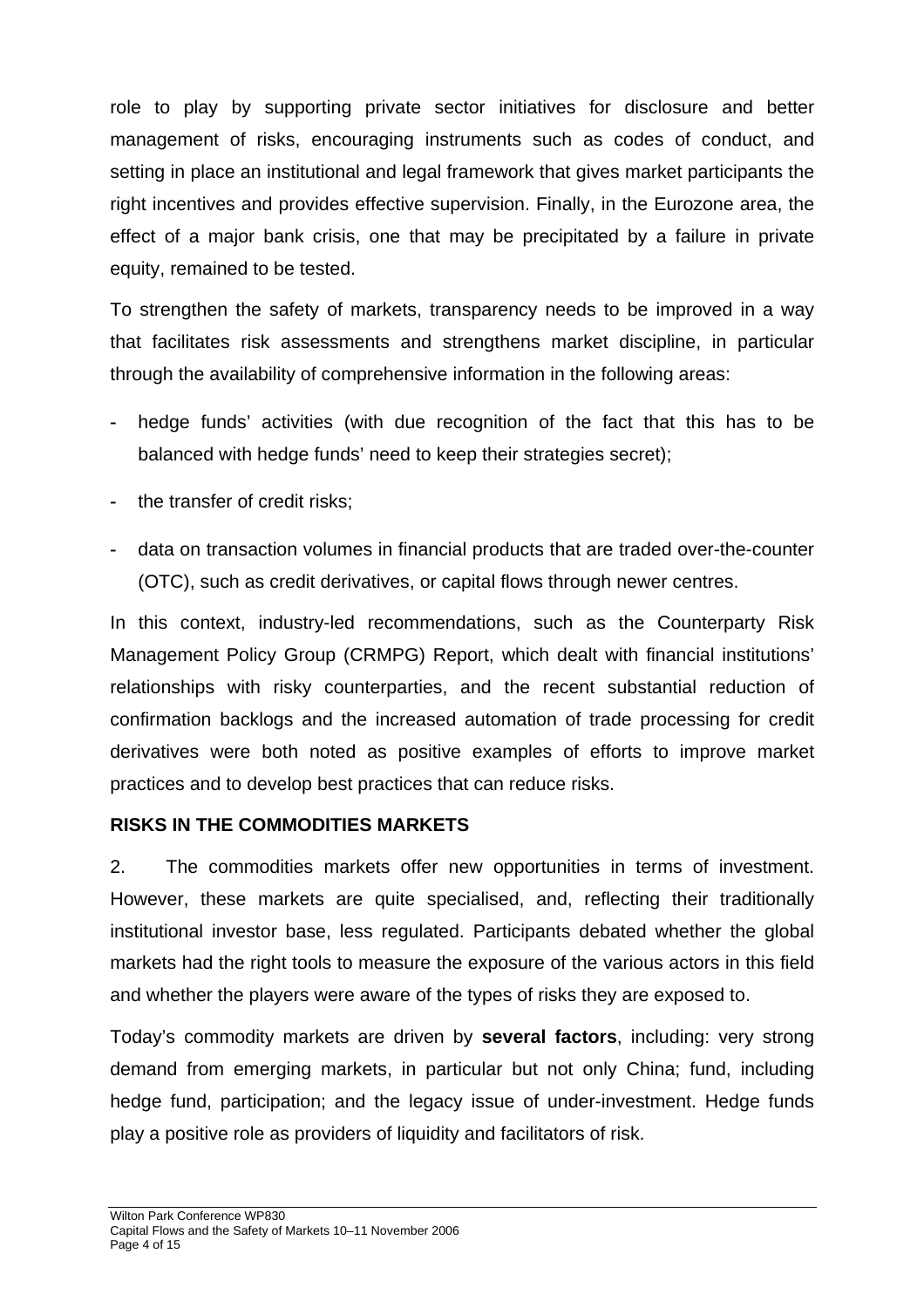role to play by supporting private sector initiatives for disclosure and better management of risks, encouraging instruments such as codes of conduct, and setting in place an institutional and legal framework that gives market participants the right incentives and provides effective supervision. Finally, in the Eurozone area, the effect of a major bank crisis, one that may be precipitated by a failure in private equity, remained to be tested.

To strengthen the safety of markets, transparency needs to be improved in a way that facilitates risk assessments and strengthens market discipline, in particular through the availability of comprehensive information in the following areas:

- hedge funds' activities (with due recognition of the fact that this has to be balanced with hedge funds' need to keep their strategies secret);
- the transfer of credit risks;
- data on transaction volumes in financial products that are traded over-the-counter (OTC), such as credit derivatives, or capital flows through newer centres.

In this context, industry-led recommendations, such as the Counterparty Risk Management Policy Group (CRMPG) Report, which dealt with financial institutions' relationships with risky counterparties, and the recent substantial reduction of confirmation backlogs and the increased automation of trade processing for credit derivatives were both noted as positive examples of efforts to improve market practices and to develop best practices that can reduce risks.

## RISKS IN THE COMMODITIES MARKETS

2. The commodities markets offer new opportunities in terms of investment. However, these markets are quite specialised, and, reflecting their traditionally institutional investor base, less regulated. Participants debated whether the global markets had the right tools to measure the exposure of the various actors in this field and whether the players were aware of the types of risks they are exposed to.

Today's commodity markets are driven by **several factors**, including: very strong demand from emerging markets, in particular but not only China; fund, including hedge fund, participation; and the legacy issue of under-investment. Hedge funds play a positive role as providers of liquidity and facilitators of risk.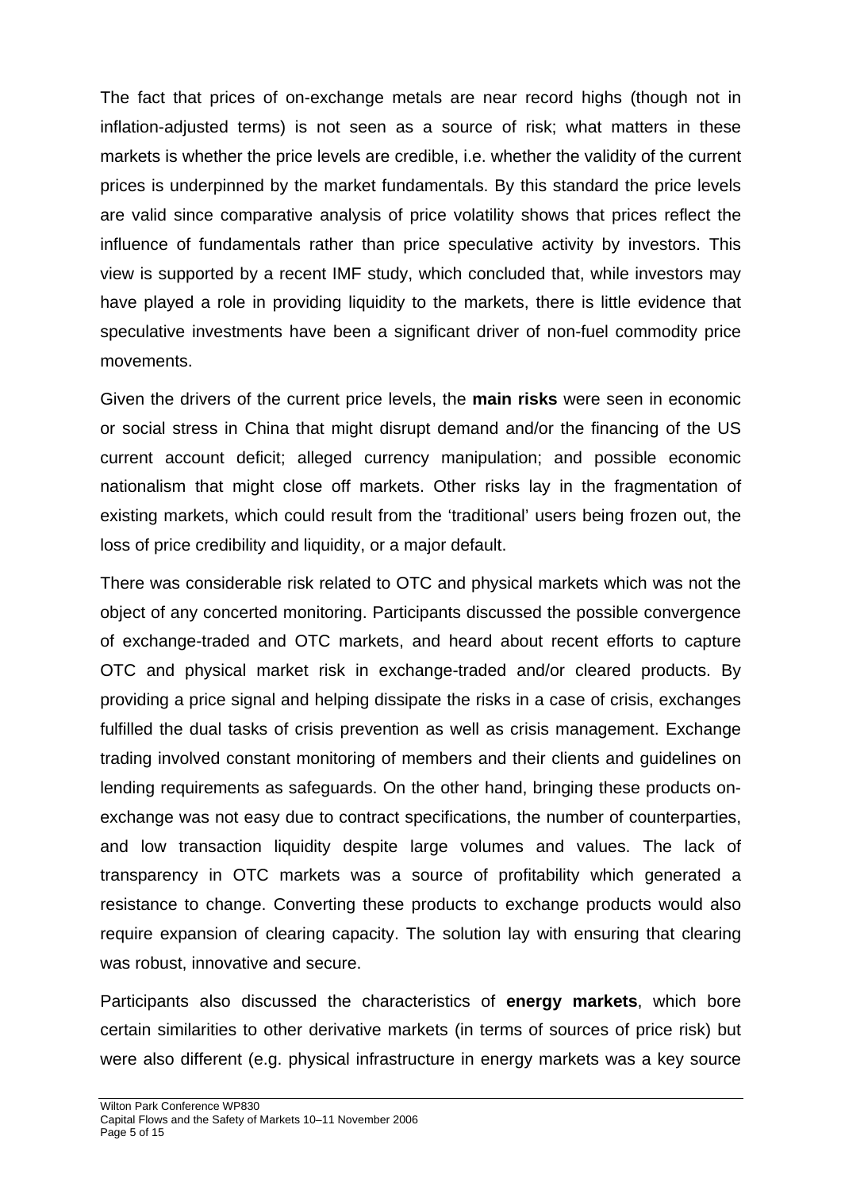The fact that prices of on-exchange metals are near record highs (though not in inflation-adjusted terms) is not seen as a source of risk; what matters in these markets is whether the price levels are credible, i.e. whether the validity of the current prices is underpinned by the market fundamentals. By this standard the price levels are valid since comparative analysis of price volatility shows that prices reflect the influence of fundamentals rather than price speculative activity by investors. This view is supported by a recent IMF study, which concluded that, while investors may have played a role in providing liquidity to the markets, there is little evidence that speculative investments have been a significant driver of non-fuel commodity price movements.

Given the drivers of the current price levels, the **main risks** were seen in economic or social stress in China that might disrupt demand and/or the financing of the US current account deficit; alleged currency manipulation; and possible economic nationalism that might close off markets. Other risks lay in the fragmentation of existing markets, which could result from the 'traditional' users being frozen out, the loss of price credibility and liquidity, or a major default.

There was considerable risk related to OTC and physical markets which was not the object of any concerted monitoring. Participants discussed the possible convergence of exchange-traded and OTC markets, and heard about recent efforts to capture OTC and physical market risk in exchange-traded and/or cleared products. By providing a price signal and helping dissipate the risks in a case of crisis, exchanges fulfilled the dual tasks of crisis prevention as well as crisis management. Exchange trading involved constant monitoring of members and their clients and guidelines on lending requirements as safeguards. On the other hand, bringing these products on-exchange was not easy due to contract specifications, the number of counterparties, and low transaction liquidity despite large volumes and values. The lack of transparency in OTC markets was a source of profitability which generated a resistance to change. Converting these products to exchange products would also require expansion of clearing capacity. The solution lay with ensuring that clearing was robust, innovative and secure.

Participants also discussed the characteristics of **energy markets**, which bore certain similarities to other derivative markets (in terms of sources of price risk) but were also different (e.g. physical infrastructure in energy markets was a key source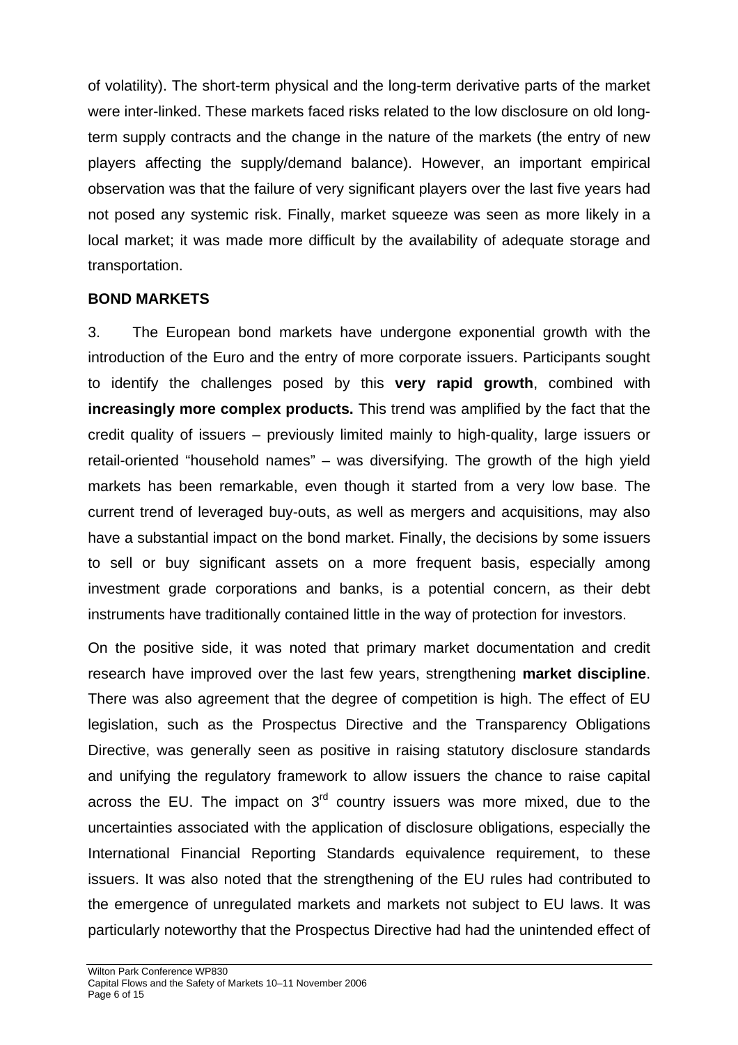of volatility). The short-term physical and the long-term derivative parts of the market were inter-linked. These markets faced risks related to the low disclosure on old long-term supply contracts and the change in the nature of the markets (the entry of new players affecting the supply/demand balance). However, an important empirical observation was that the failure of very significant players over the last five years had not posed any systemic risk. Finally, market squeeze was seen as more likely in a local market; it was made more difficult by the availability of adequate storage and transportation.

**BOND MARKETS**

3. The European bond markets have undergone exponential growth with the introduction of the Euro and the entry of more corporate issuers. Participants sought to identify the challenges posed by this **very rapid growth**, combined with **increasingly more complex products.** This trend was amplified by the fact that the credit quality of issuers – previously limited mainly to high-quality, large issuers or retail-oriented "household names" – was diversifying. The growth of the high yield markets has been remarkable, even though it started from a very low base. The current trend of leveraged buy-outs, as well as mergers and acquisitions, may also have a substantial impact on the bond market. Finally, the decisions by some issuers to sell or buy significant assets on a more frequent basis, especially among investment grade corporations and banks, is a potential concern, as their debt instruments have traditionally contained little in the way of protection for investors.

On the positive side, it was noted that primary market documentation and credit research have improved over the last few years, strengthening **market discipline**. There was also agreement that the degree of competition is high. The effect of EU legislation, such as the Prospectus Directive and the Transparency Obligations Directive, was generally seen as positive in raising statutory disclosure standards and unifying the regulatory framework to allow issuers the chance to raise capital across the EU. The impact on 3rd country issuers was more mixed, due to the uncertainties associated with the application of disclosure obligations, especially the International Financial Reporting Standards equivalence requirement, to these issuers. It was also noted that the strengthening of the EU rules had contributed to the emergence of unregulated markets and markets not subject to EU laws. It was particularly noteworthy that the Prospectus Directive had had the unintended effect of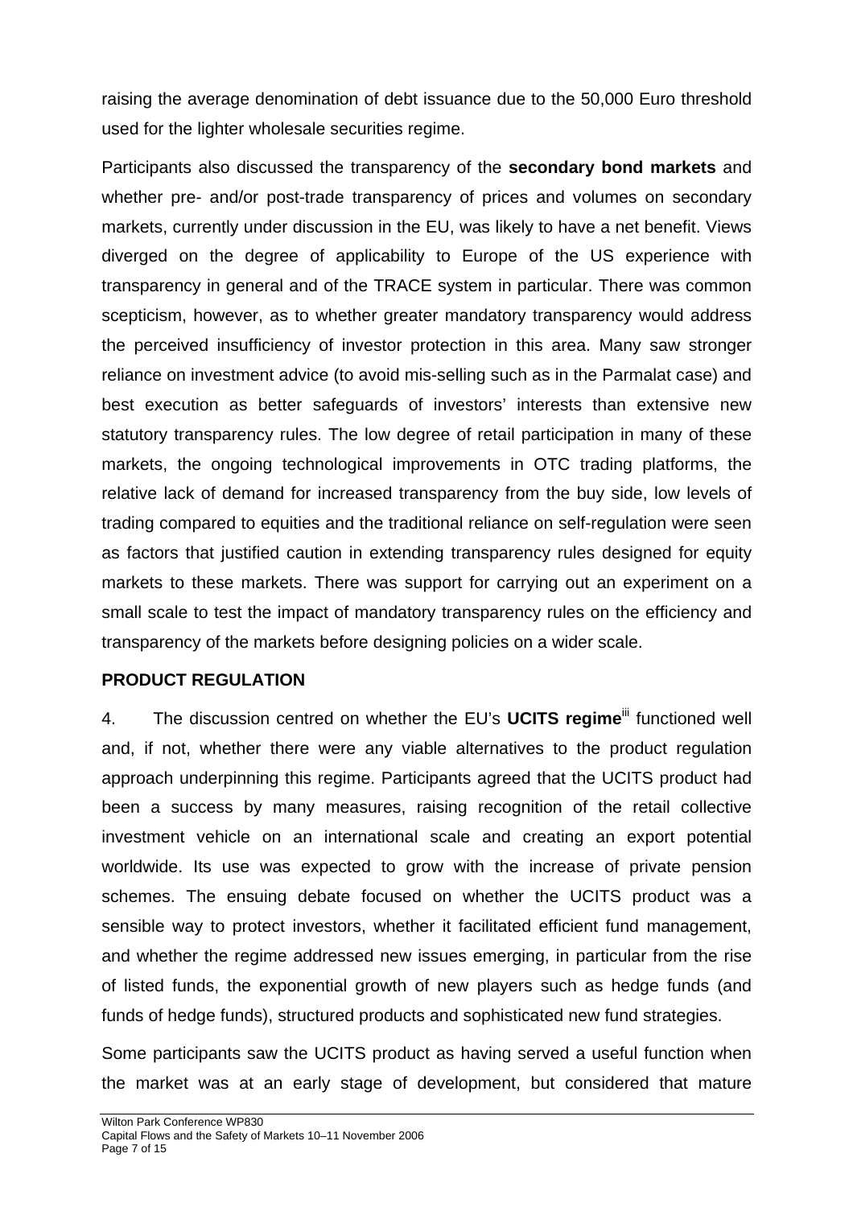raising the average denomination of debt issuance due to the 50,000 Euro threshold used for the lighter wholesale securities regime.

Participants also discussed the transparency of the **secondary bond markets** and whether pre- and/or post-trade transparency of prices and volumes on secondary markets, currently under discussion in the EU, was likely to have a net benefit. Views diverged on the degree of applicability to Europe of the US experience with transparency in general and of the TRACE system in particular. There was common scepticism, however, as to whether greater mandatory transparency would address the perceived insufficiency of investor protection in this area. Many saw stronger reliance on investment advice (to avoid mis-selling such as in the Parmalat case) and best execution as better safeguards of investors' interests than extensive new statutory transparency rules. The low degree of retail participation in many of these markets, the ongoing technological improvements in OTC trading platforms, the relative lack of demand for increased transparency from the buy side, low levels of trading compared to equities and the traditional reliance on self-regulation were seen as factors that justified caution in extending transparency rules designed for equity markets to these markets. There was support for carrying out an experiment on a small scale to test the impact of mandatory transparency rules on the efficiency and transparency of the markets before designing policies on a wider scale.

**PRODUCT REGULATION**

4. The discussion centred on whether the EU's **UCITS regime**[iii] functioned well and, if not, whether there were any viable alternatives to the product regulation approach underpinning this regime. Participants agreed that the UCITS product had been a success by many measures, raising recognition of the retail collective investment vehicle on an international scale and creating an export potential worldwide. Its use was expected to grow with the increase of private pension schemes. The ensuing debate focused on whether the UCITS product was a sensible way to protect investors, whether it facilitated efficient fund management, and whether the regime addressed new issues emerging, in particular from the rise of listed funds, the exponential growth of new players such as hedge funds (and funds of hedge funds), structured products and sophisticated new fund strategies.

Some participants saw the UCITS product as having served a useful function when the market was at an early stage of development, but considered that mature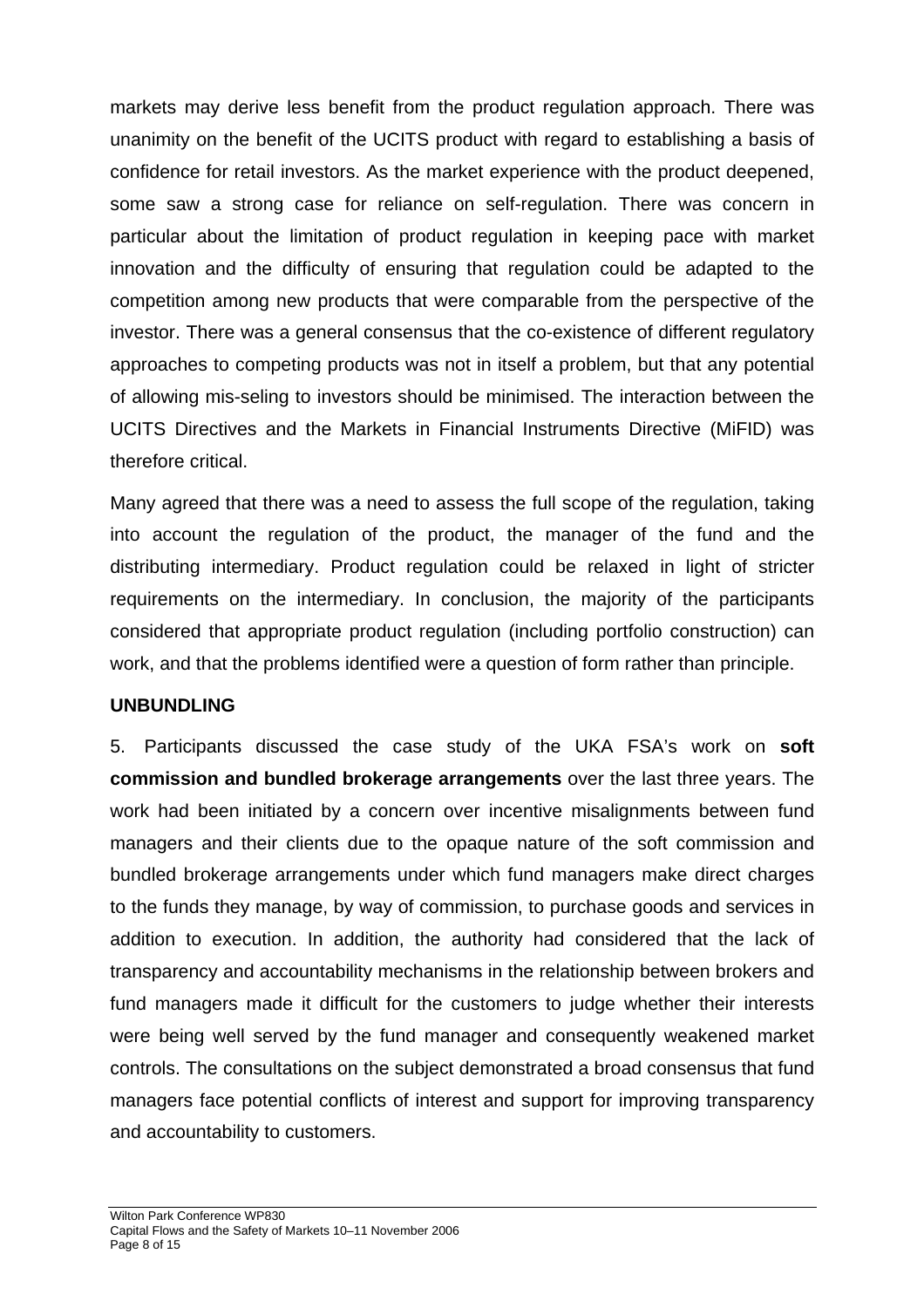markets may derive less benefit from the product regulation approach. There was unanimity on the benefit of the UCITS product with regard to establishing a basis of confidence for retail investors. As the market experience with the product deepened, some saw a strong case for reliance on self-regulation. There was concern in particular about the limitation of product regulation in keeping pace with market innovation and the difficulty of ensuring that regulation could be adapted to the competition among new products that were comparable from the perspective of the investor. There was a general consensus that the co-existence of different regulatory approaches to competing products was not in itself a problem, but that any potential of allowing mis-seling to investors should be minimised. The interaction between the UCITS Directives and the Markets in Financial Instruments Directive (MiFID) was therefore critical.

Many agreed that there was a need to assess the full scope of the regulation, taking into account the regulation of the product, the manager of the fund and the distributing intermediary. Product regulation could be relaxed in light of stricter requirements on the intermediary. In conclusion, the majority of the participants considered that appropriate product regulation (including portfolio construction) can work, and that the problems identified were a question of form rather than principle.

**UNBUNDLING**

5. Participants discussed the case study of the UKA FSA's work on **soft commission and bundled brokerage arrangements** over the last three years. The work had been initiated by a concern over incentive misalignments between fund managers and their clients due to the opaque nature of the soft commission and bundled brokerage arrangements under which fund managers make direct charges to the funds they manage, by way of commission, to purchase goods and services in addition to execution. In addition, the authority had considered that the lack of transparency and accountability mechanisms in the relationship between brokers and fund managers made it difficult for the customers to judge whether their interests were being well served by the fund manager and consequently weakened market controls. The consultations on the subject demonstrated a broad consensus that fund managers face potential conflicts of interest and support for improving transparency and accountability to customers.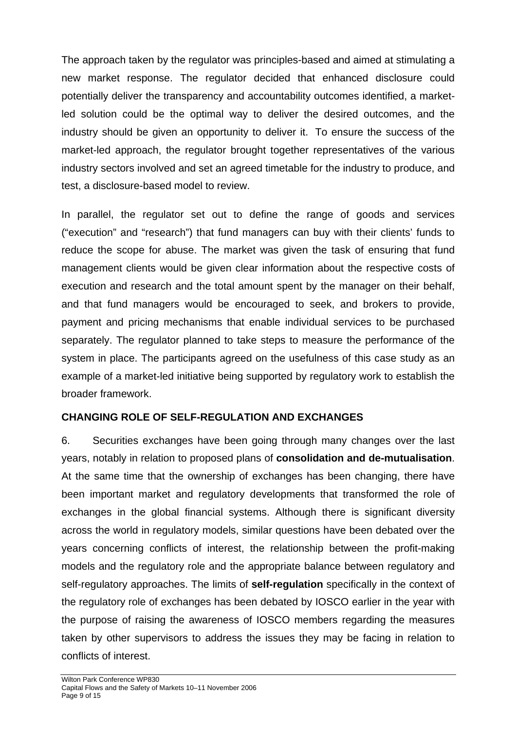The approach taken by the regulator was principles-based and aimed at stimulating a new market response. The regulator decided that enhanced disclosure could potentially deliver the transparency and accountability outcomes identified, a market-led solution could be the optimal way to deliver the desired outcomes, and the industry should be given an opportunity to deliver it. To ensure the success of the market-led approach, the regulator brought together representatives of the various industry sectors involved and set an agreed timetable for the industry to produce, and test, a disclosure-based model to review.

In parallel, the regulator set out to define the range of goods and services ("execution" and "research") that fund managers can buy with their clients' funds to reduce the scope for abuse. The market was given the task of ensuring that fund management clients would be given clear information about the respective costs of execution and research and the total amount spent by the manager on their behalf, and that fund managers would be encouraged to seek, and brokers to provide, payment and pricing mechanisms that enable individual services to be purchased separately. The regulator planned to take steps to measure the performance of the system in place. The participants agreed on the usefulness of this case study as an example of a market-led initiative being supported by regulatory work to establish the broader framework.

## CHANGING ROLE OF SELF-REGULATION AND EXCHANGES

6. Securities exchanges have been going through many changes over the last years, notably in relation to proposed plans of **consolidation and de-mutualisation**. At the same time that the ownership of exchanges has been changing, there have been important market and regulatory developments that transformed the role of exchanges in the global financial systems. Although there is significant diversity across the world in regulatory models, similar questions have been debated over the years concerning conflicts of interest, the relationship between the profit-making models and the regulatory role and the appropriate balance between regulatory and self-regulatory approaches. The limits of **self-regulation** specifically in the context of the regulatory role of exchanges has been debated by IOSCO earlier in the year with the purpose of raising the awareness of IOSCO members regarding the measures taken by other supervisors to address the issues they may be facing in relation to conflicts of interest.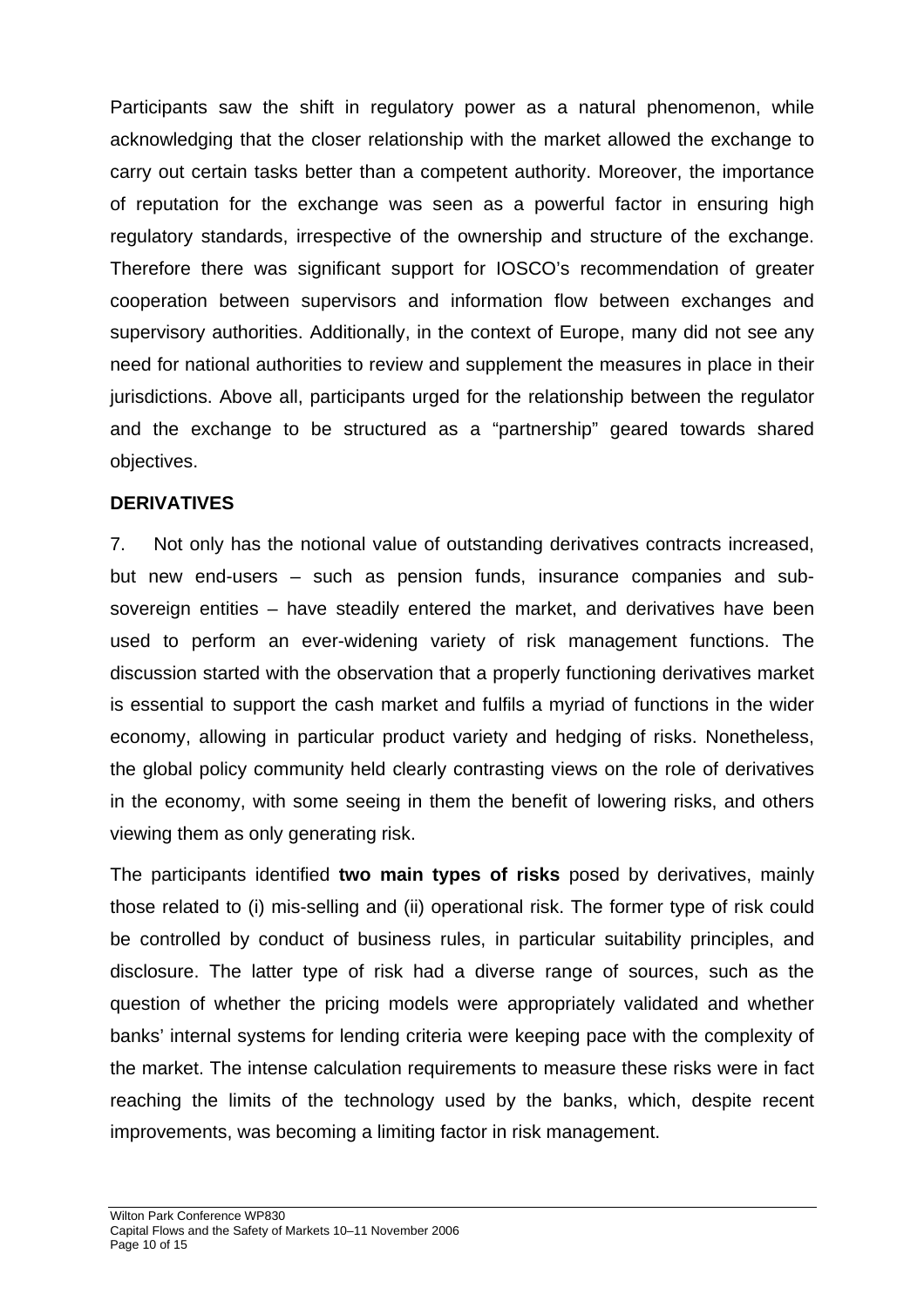Participants saw the shift in regulatory power as a natural phenomenon, while acknowledging that the closer relationship with the market allowed the exchange to carry out certain tasks better than a competent authority. Moreover, the importance of reputation for the exchange was seen as a powerful factor in ensuring high regulatory standards, irrespective of the ownership and structure of the exchange. Therefore there was significant support for IOSCO's recommendation of greater cooperation between supervisors and information flow between exchanges and supervisory authorities. Additionally, in the context of Europe, many did not see any need for national authorities to review and supplement the measures in place in their jurisdictions. Above all, participants urged for the relationship between the regulator and the exchange to be structured as a "partnership" geared towards shared objectives.

## DERIVATIVES

7. Not only has the notional value of outstanding derivatives contracts increased, but new end-users – such as pension funds, insurance companies and sub-sovereign entities – have steadily entered the market, and derivatives have been used to perform an ever-widening variety of risk management functions. The discussion started with the observation that a properly functioning derivatives market is essential to support the cash market and fulfils a myriad of functions in the wider economy, allowing in particular product variety and hedging of risks. Nonetheless, the global policy community held clearly contrasting views on the role of derivatives in the economy, with some seeing in them the benefit of lowering risks, and others viewing them as only generating risk.

The participants identified **two main types of risks** posed by derivatives, mainly those related to (i) mis-selling and (ii) operational risk. The former type of risk could be controlled by conduct of business rules, in particular suitability principles, and disclosure. The latter type of risk had a diverse range of sources, such as the question of whether the pricing models were appropriately validated and whether banks' internal systems for lending criteria were keeping pace with the complexity of the market. The intense calculation requirements to measure these risks were in fact reaching the limits of the technology used by the banks, which, despite recent improvements, was becoming a limiting factor in risk management.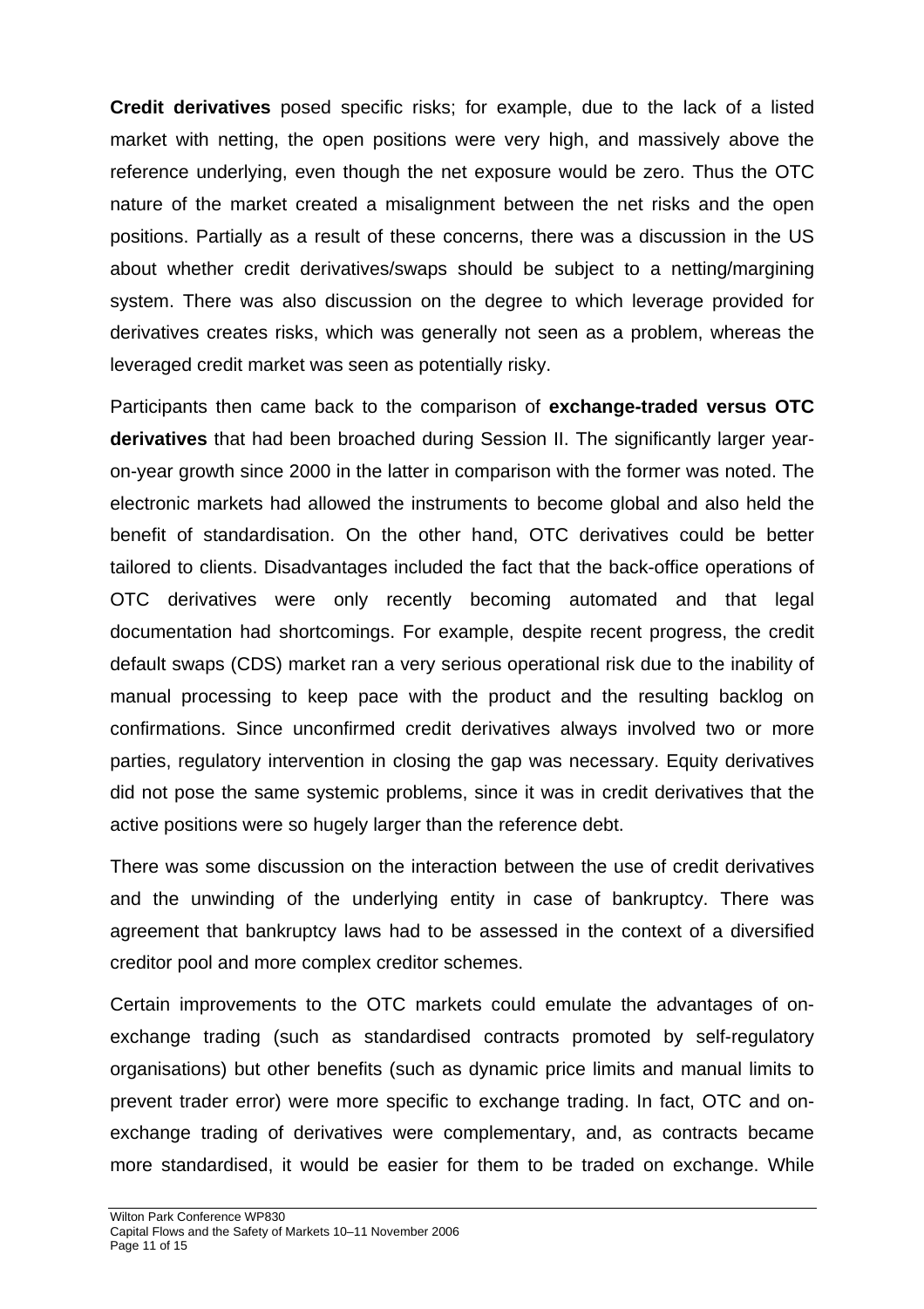**Credit derivatives** posed specific risks; for example, due to the lack of a listed market with netting, the open positions were very high, and massively above the reference underlying, even though the net exposure would be zero. Thus the OTC nature of the market created a misalignment between the net risks and the open positions. Partially as a result of these concerns, there was a discussion in the US about whether credit derivatives/swaps should be subject to a netting/margining system. There was also discussion on the degree to which leverage provided for derivatives creates risks, which was generally not seen as a problem, whereas the leveraged credit market was seen as potentially risky.

Participants then came back to the comparison of **exchange-traded versus OTC derivatives** that had been broached during Session II. The significantly larger year-on-year growth since 2000 in the latter in comparison with the former was noted. The electronic markets had allowed the instruments to become global and also held the benefit of standardisation. On the other hand, OTC derivatives could be better tailored to clients. Disadvantages included the fact that the back-office operations of OTC derivatives were only recently becoming automated and that legal documentation had shortcomings. For example, despite recent progress, the credit default swaps (CDS) market ran a very serious operational risk due to the inability of manual processing to keep pace with the product and the resulting backlog on confirmations. Since unconfirmed credit derivatives always involved two or more parties, regulatory intervention in closing the gap was necessary. Equity derivatives did not pose the same systemic problems, since it was in credit derivatives that the active positions were so hugely larger than the reference debt.

There was some discussion on the interaction between the use of credit derivatives and the unwinding of the underlying entity in case of bankruptcy. There was agreement that bankruptcy laws had to be assessed in the context of a diversified creditor pool and more complex creditor schemes.

Certain improvements to the OTC markets could emulate the advantages of on-exchange trading (such as standardised contracts promoted by self-regulatory organisations) but other benefits (such as dynamic price limits and manual limits to prevent trader error) were more specific to exchange trading. In fact, OTC and on-exchange trading of derivatives were complementary, and, as contracts became more standardised, it would be easier for them to be traded on exchange. While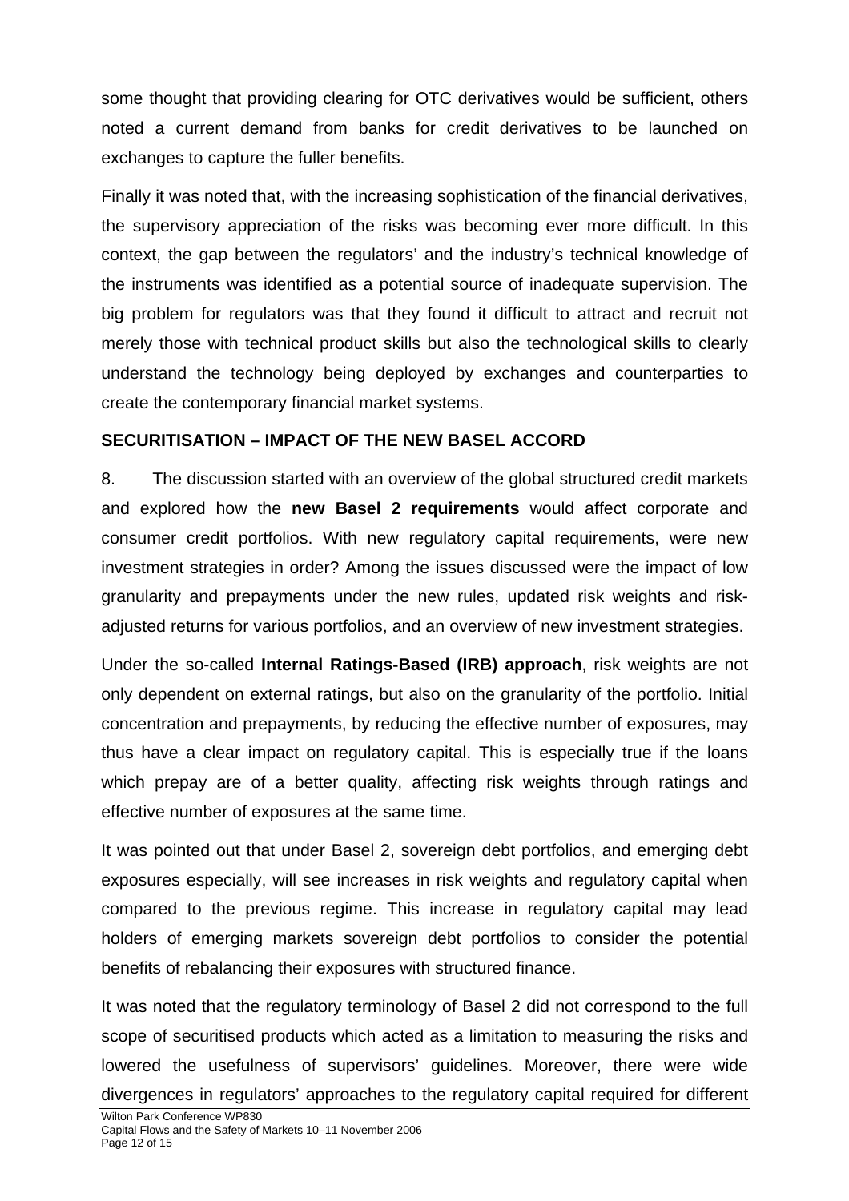some thought that providing clearing for OTC derivatives would be sufficient, others noted a current demand from banks for credit derivatives to be launched on exchanges to capture the fuller benefits.

Finally it was noted that, with the increasing sophistication of the financial derivatives, the supervisory appreciation of the risks was becoming ever more difficult. In this context, the gap between the regulators' and the industry's technical knowledge of the instruments was identified as a potential source of inadequate supervision. The big problem for regulators was that they found it difficult to attract and recruit not merely those with technical product skills but also the technological skills to clearly understand the technology being deployed by exchanges and counterparties to create the contemporary financial market systems.

## SECURITISATION – IMPACT OF THE NEW BASEL ACCORD

8. The discussion started with an overview of the global structured credit markets and explored how the **new Basel 2 requirements** would affect corporate and consumer credit portfolios. With new regulatory capital requirements, were new investment strategies in order? Among the issues discussed were the impact of low granularity and prepayments under the new rules, updated risk weights and risk-adjusted returns for various portfolios, and an overview of new investment strategies.

Under the so-called **Internal Ratings-Based (IRB) approach**, risk weights are not only dependent on external ratings, but also on the granularity of the portfolio. Initial concentration and prepayments, by reducing the effective number of exposures, may thus have a clear impact on regulatory capital. This is especially true if the loans which prepay are of a better quality, affecting risk weights through ratings and effective number of exposures at the same time.

It was pointed out that under Basel 2, sovereign debt portfolios, and emerging debt exposures especially, will see increases in risk weights and regulatory capital when compared to the previous regime. This increase in regulatory capital may lead holders of emerging markets sovereign debt portfolios to consider the potential benefits of rebalancing their exposures with structured finance.

It was noted that the regulatory terminology of Basel 2 did not correspond to the full scope of securitised products which acted as a limitation to measuring the risks and lowered the usefulness of supervisors' guidelines. Moreover, there were wide divergences in regulators' approaches to the regulatory capital required for different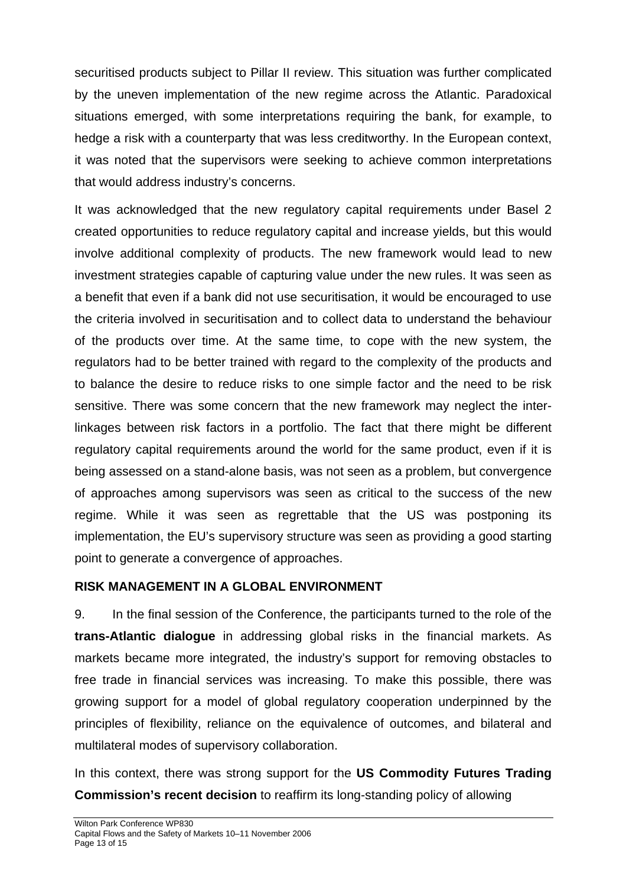securitised products subject to Pillar II review. This situation was further complicated by the uneven implementation of the new regime across the Atlantic. Paradoxical situations emerged, with some interpretations requiring the bank, for example, to hedge a risk with a counterparty that was less creditworthy. In the European context, it was noted that the supervisors were seeking to achieve common interpretations that would address industry's concerns.

It was acknowledged that the new regulatory capital requirements under Basel 2 created opportunities to reduce regulatory capital and increase yields, but this would involve additional complexity of products. The new framework would lead to new investment strategies capable of capturing value under the new rules. It was seen as a benefit that even if a bank did not use securitisation, it would be encouraged to use the criteria involved in securitisation and to collect data to understand the behaviour of the products over time. At the same time, to cope with the new system, the regulators had to be better trained with regard to the complexity of the products and to balance the desire to reduce risks to one simple factor and the need to be risk sensitive. There was some concern that the new framework may neglect the inter-linkages between risk factors in a portfolio. The fact that there might be different regulatory capital requirements around the world for the same product, even if it is being assessed on a stand-alone basis, was not seen as a problem, but convergence of approaches among supervisors was seen as critical to the success of the new regime. While it was seen as regrettable that the US was postponing its implementation, the EU's supervisory structure was seen as providing a good starting point to generate a convergence of approaches.

## RISK MANAGEMENT IN A GLOBAL ENVIRONMENT

9. In the final session of the Conference, the participants turned to the role of the **trans-Atlantic dialogue** in addressing global risks in the financial markets. As markets became more integrated, the industry's support for removing obstacles to free trade in financial services was increasing. To make this possible, there was growing support for a model of global regulatory cooperation underpinned by the principles of flexibility, reliance on the equivalence of outcomes, and bilateral and multilateral modes of supervisory collaboration.

In this context, there was strong support for the **US Commodity Futures Trading Commission's recent decision** to reaffirm its long-standing policy of allowing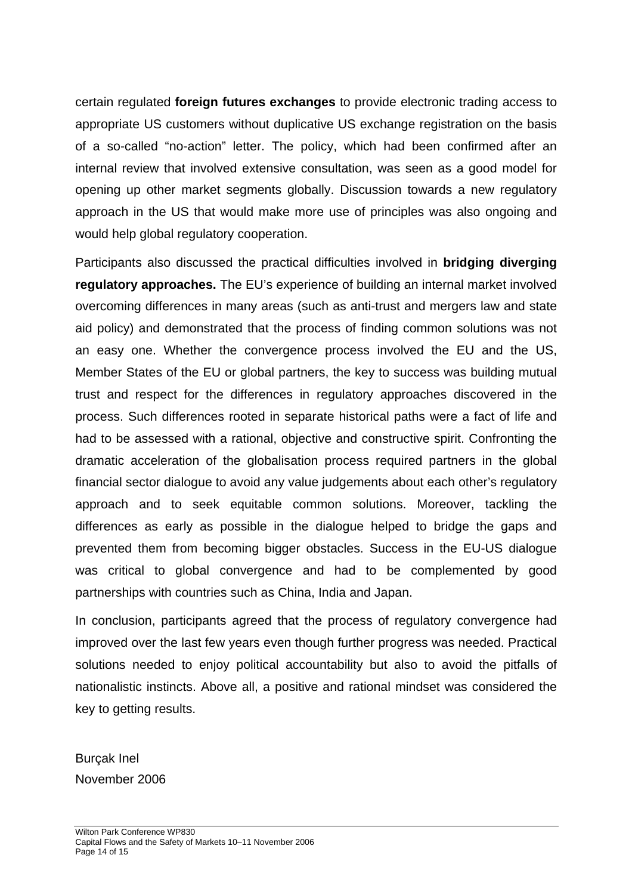certain regulated **foreign futures exchanges** to provide electronic trading access to appropriate US customers without duplicative US exchange registration on the basis of a so-called "no-action" letter. The policy, which had been confirmed after an internal review that involved extensive consultation, was seen as a good model for opening up other market segments globally. Discussion towards a new regulatory approach in the US that would make more use of principles was also ongoing and would help global regulatory cooperation.

Participants also discussed the practical difficulties involved in **bridging diverging regulatory approaches.** The EU's experience of building an internal market involved overcoming differences in many areas (such as anti-trust and mergers law and state aid policy) and demonstrated that the process of finding common solutions was not an easy one. Whether the convergence process involved the EU and the US, Member States of the EU or global partners, the key to success was building mutual trust and respect for the differences in regulatory approaches discovered in the process. Such differences rooted in separate historical paths were a fact of life and had to be assessed with a rational, objective and constructive spirit. Confronting the dramatic acceleration of the globalisation process required partners in the global financial sector dialogue to avoid any value judgements about each other's regulatory approach and to seek equitable common solutions. Moreover, tackling the differences as early as possible in the dialogue helped to bridge the gaps and prevented them from becoming bigger obstacles. Success in the EU-US dialogue was critical to global convergence and had to be complemented by good partnerships with countries such as China, India and Japan.

In conclusion, participants agreed that the process of regulatory convergence had improved over the last few years even though further progress was needed. Practical solutions needed to enjoy political accountability but also to avoid the pitfalls of nationalistic instincts. Above all, a positive and rational mindset was considered the key to getting results.

Burçak Inel
November 2006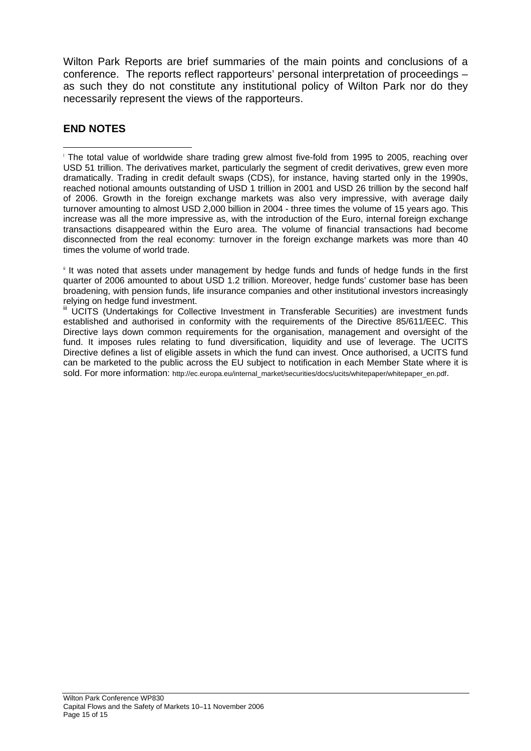Wilton Park Reports are brief summaries of the main points and conclusions of a conference. The reports reflect rapporteurs' personal interpretation of proceedings – as such they do not constitute any institutional policy of Wilton Park nor do they necessarily represent the views of the rapporteurs.

## END NOTES

[i] The total value of worldwide share trading grew almost five-fold from 1995 to 2005, reaching over USD 51 trillion. The derivatives market, particularly the segment of credit derivatives, grew even more dramatically. Trading in credit default swaps (CDS), for instance, having started only in the 1990s, reached notional amounts outstanding of USD 1 trillion in 2001 and USD 26 trillion by the second half of 2006. Growth in the foreign exchange markets was also very impressive, with average daily turnover amounting to almost USD 2,000 billion in 2004 - three times the volume of 15 years ago. This increase was all the more impressive as, with the introduction of the Euro, internal foreign exchange transactions disappeared within the Euro area. The volume of financial transactions had become disconnected from the real economy: turnover in the foreign exchange markets was more than 40 times the volume of world trade.

[ii] It was noted that assets under management by hedge funds and funds of hedge funds in the first quarter of 2006 amounted to about USD 1.2 trillion. Moreover, hedge funds' customer base has been broadening, with pension funds, life insurance companies and other institutional investors increasingly relying on hedge fund investment.

[iii] UCITS (Undertakings for Collective Investment in Transferable Securities) are investment funds established and authorised in conformity with the requirements of the Directive 85/611/EEC. This Directive lays down common requirements for the organisation, management and oversight of the fund. It imposes rules relating to fund diversification, liquidity and use of leverage. The UCITS Directive defines a list of eligible assets in which the fund can invest. Once authorised, a UCITS fund can be marketed to the public across the EU subject to notification in each Member State where it is sold. For more information: http://ec.europa.eu/internal_market/securities/docs/ucits/whitepaper/whitepaper_en.pdf.